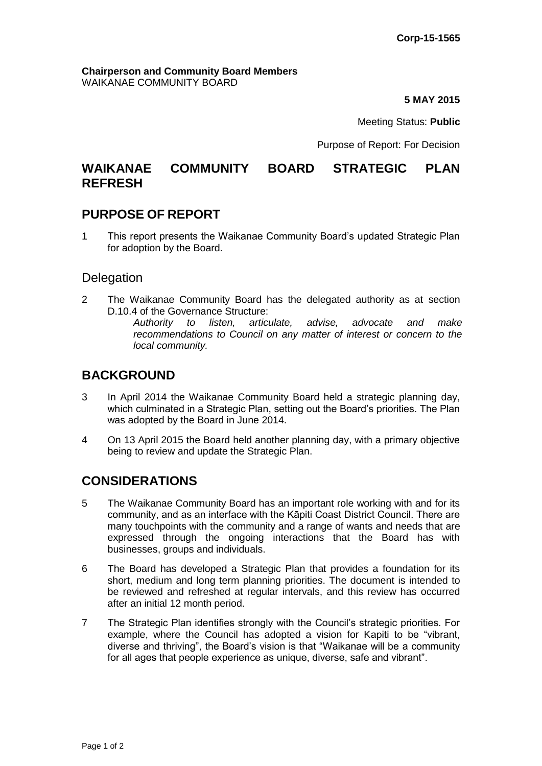Corp-15-1565

**Chairperson and Community Board Members**
WAIKANAE COMMUNITY BOARD

**5 MAY 2015**

Meeting Status: **Public**

Purpose of Report: For Decision

# WAIKANAE COMMUNITY BOARD STRATEGIC PLAN REFRESH

## PURPOSE OF REPORT

1 This report presents the Waikanae Community Board's updated Strategic Plan for adoption by the Board.

### Delegation

2 The Waikanae Community Board has the delegated authority as at section D.10.4 of the Governance Structure:

*Authority to listen, articulate, advise, advocate and make recommendations to Council on any matter of interest or concern to the local community.*

## BACKGROUND

3 In April 2014 the Waikanae Community Board held a strategic planning day, which culminated in a Strategic Plan, setting out the Board's priorities. The Plan was adopted by the Board in June 2014.

4 On 13 April 2015 the Board held another planning day, with a primary objective being to review and update the Strategic Plan.

## CONSIDERATIONS

5 The Waikanae Community Board has an important role working with and for its community, and as an interface with the Kāpiti Coast District Council. There are many touchpoints with the community and a range of wants and needs that are expressed through the ongoing interactions that the Board has with businesses, groups and individuals.

6 The Board has developed a Strategic Plan that provides a foundation for its short, medium and long term planning priorities. The document is intended to be reviewed and refreshed at regular intervals, and this review has occurred after an initial 12 month period.

7 The Strategic Plan identifies strongly with the Council's strategic priorities. For example, where the Council has adopted a vision for Kapiti to be "vibrant, diverse and thriving", the Board's vision is that "Waikanae will be a community for all ages that people experience as unique, diverse, safe and vibrant".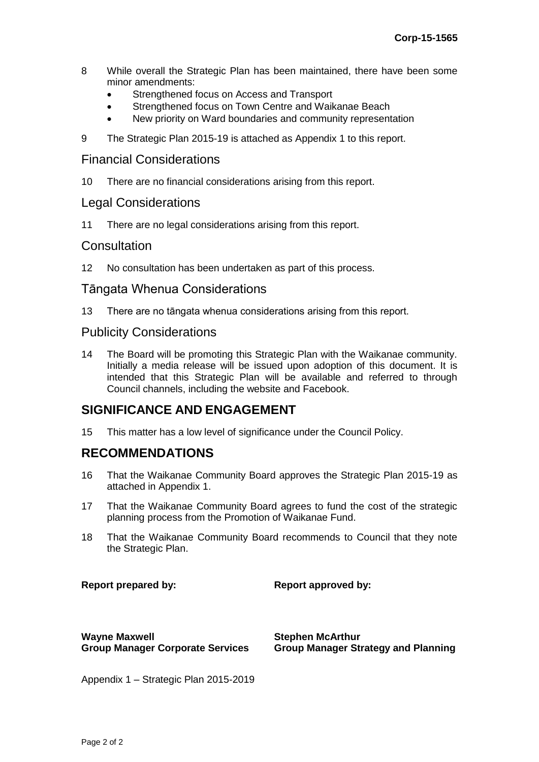8 While overall the Strategic Plan has been maintained, there have been some minor amendments:

- Strengthened focus on Access and Transport
- Strengthened focus on Town Centre and Waikanae Beach
- New priority on Ward boundaries and community representation

9 The Strategic Plan 2015-19 is attached as Appendix 1 to this report.

### Financial Considerations

10 There are no financial considerations arising from this report.

### Legal Considerations

11 There are no legal considerations arising from this report.

### Consultation

12 No consultation has been undertaken as part of this process.

### Tāngata Whenua Considerations

13 There are no tāngata whenua considerations arising from this report.

### Publicity Considerations

14 The Board will be promoting this Strategic Plan with the Waikanae community. Initially a media release will be issued upon adoption of this document. It is intended that this Strategic Plan will be available and referred to through Council channels, including the website and Facebook.

## SIGNIFICANCE AND ENGAGEMENT

15 This matter has a low level of significance under the Council Policy.

## RECOMMENDATIONS

16 That the Waikanae Community Board approves the Strategic Plan 2015-19 as attached in Appendix 1.

17 That the Waikanae Community Board agrees to fund the cost of the strategic planning process from the Promotion of Waikanae Fund.

18 That the Waikanae Community Board recommends to Council that they note the Strategic Plan.

| **Report prepared by:** | **Report approved by:** |
|---|---|
| **Wayne Maxwell**<br>**Group Manager Corporate Services** | **Stephen McArthur**<br>**Group Manager Strategy and Planning** |

Appendix 1 – Strategic Plan 2015-2019